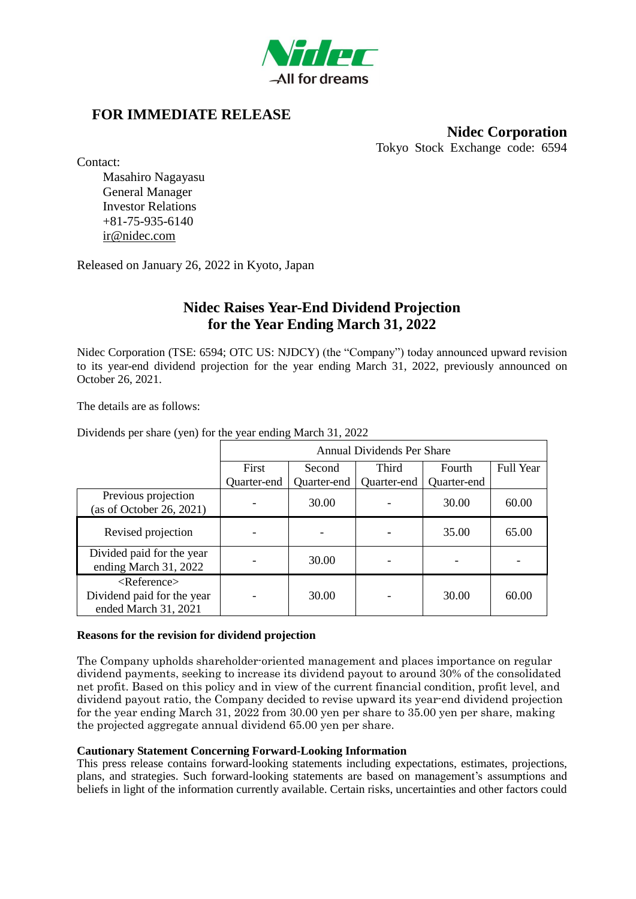Nidec — All for dreams

## FOR IMMEDIATE RELEASE

**Nidec Corporation**
Tokyo Stock Exchange code: 6594

Contact:
Masahiro Nagayasu
General Manager
Investor Relations
+81-75-935-6140
ir@nidec.com

Released on January 26, 2022 in Kyoto, Japan

# Nidec Raises Year-End Dividend Projection for the Year Ending March 31, 2022

Nidec Corporation (TSE: 6594; OTC US: NJDCY) (the "Company") today announced upward revision to its year-end dividend projection for the year ending March 31, 2022, previously announced on October 26, 2021.

The details are as follows:

Dividends per share (yen) for the year ending March 31, 2022

| | Annual Dividends Per Share | | | | |
|---|---|---|---|---|---|
| | First Quarter-end | Second Quarter-end | Third Quarter-end | Fourth Quarter-end | Full Year |
| Previous projection (as of October 26, 2021) | - | 30.00 | - | 30.00 | 60.00 |
| Revised projection | - | - | - | 35.00 | 65.00 |
| Divided paid for the year ending March 31, 2022 | - | 30.00 | - | - | - |
| <Reference> Dividend paid for the year ended March 31, 2021 | - | 30.00 | - | 30.00 | 60.00 |

**Reasons for the revision for dividend projection**

The Company upholds shareholder-oriented management and places importance on regular dividend payments, seeking to increase its dividend payout to around 30% of the consolidated net profit. Based on this policy and in view of the current financial condition, profit level, and dividend payout ratio, the Company decided to revise upward its year-end dividend projection for the year ending March 31, 2022 from 30.00 yen per share to 35.00 yen per share, making the projected aggregate annual dividend 65.00 yen per share.

**Cautionary Statement Concerning Forward-Looking Information**

This press release contains forward-looking statements including expectations, estimates, projections, plans, and strategies. Such forward-looking statements are based on management's assumptions and beliefs in light of the information currently available. Certain risks, uncertainties and other factors could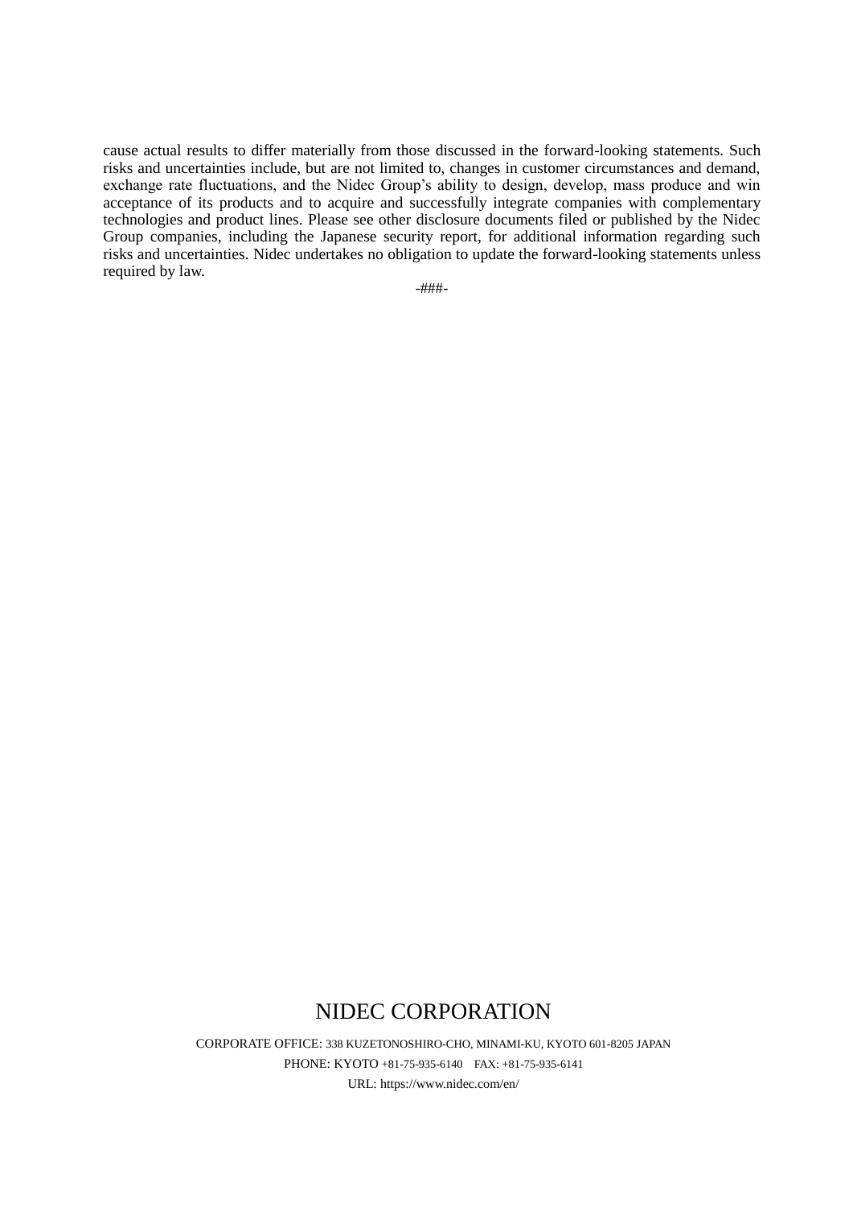cause actual results to differ materially from those discussed in the forward-looking statements. Such risks and uncertainties include, but are not limited to, changes in customer circumstances and demand, exchange rate fluctuations, and the Nidec Group's ability to design, develop, mass produce and win acceptance of its products and to acquire and successfully integrate companies with complementary technologies and product lines. Please see other disclosure documents filed or published by the Nidec Group companies, including the Japanese security report, for additional information regarding such risks and uncertainties. Nidec undertakes no obligation to update the forward-looking statements unless required by law.

-###-

NIDEC CORPORATION

CORPORATE OFFICE: 338 KUZETONOSHIRO-CHO, MINAMI-KU, KYOTO 601-8205 JAPAN

PHONE: KYOTO +81-75-935-6140 FAX: +81-75-935-6141

URL: https://www.nidec.com/en/